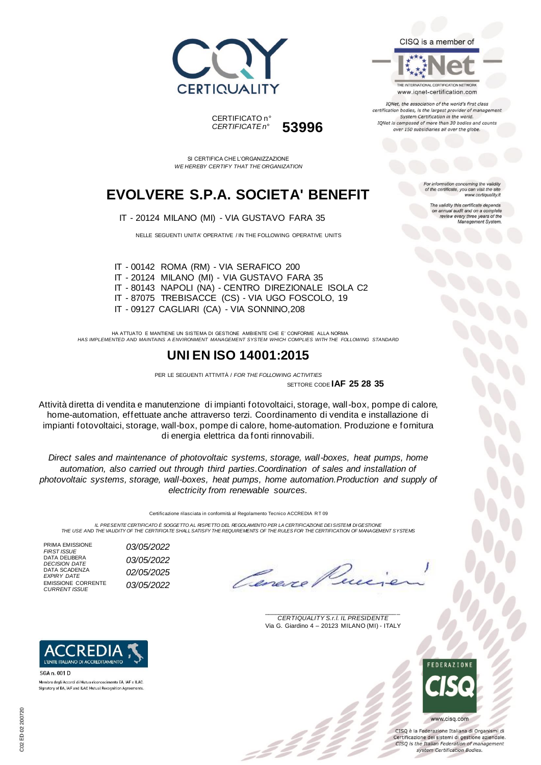CERTIQUALITY

CISQ is a member of

IQNet

THE INTERNATIONAL CERTIFICATION NETWORK
www.iqnet-certification.com

*IQNet, the association of the world's first class certification bodies, is the largest provider of management System Certification in the world. IQNet is composed of more than 30 bodies and counts over 150 subsidiaries all over the globe.*

CERTIFICATO n°
*CERTIFICATE n°* **53996**

SI CERTIFICA CHE L'ORGANIZZAZIONE
*WE HEREBY CERTIFY THAT THE ORGANIZATION*

*For information concerning the validity of the certificate, you can visit the site www.certiquality.it*

*The validity this certificate depends on annual audit and on a complete review every three years of the Management System.*

# EVOLVERE S.P.A. SOCIETA' BENEFIT

IT - 20124 MILANO (MI) - VIA GUSTAVO FARA 35

NELLE SEGUENTI UNITA' OPERATIVE / IN THE FOLLOWING OPERATIVE UNITS

IT - 00142 ROMA (RM) - VIA SERAFICO 200
IT - 20124 MILANO (MI) - VIA GUSTAVO FARA 35
IT - 80143 NAPOLI (NA) - CENTRO DIREZIONALE ISOLA C2
IT - 87075 TREBISACCE (CS) - VIA UGO FOSCOLO, 19
IT - 09127 CAGLIARI (CA) - VIA SONNINO,208

HA ATTUATO E MANTIENE UN SISTEMA DI GESTIONE AMBIENTE CHE E' CONFORME ALLA NORMA
*HAS IMPLEMENTED AND MAINTAINS A ENVIRONMENT MANAGEMENT SYSTEM WHICH COMPLIES WITH THE FOLLOWING STANDARD*

# UNI EN ISO 14001:2015

PER LE SEGUENTI ATTIVITÀ / *FOR THE FOLLOWING ACTIVITIES*

SETTORE CODE **IAF 25 28 35**

Attività diretta di vendita e manutenzione di impianti fotovoltaici, storage, wall-box, pompe di calore, home-automation, effettuate anche attraverso terzi. Coordinamento di vendita e installazione di impianti fotovoltaici, storage, wall-box, pompe di calore, home-automation. Produzione e fornitura di energia elettrica da fonti rinnovabili.

*Direct sales and maintenance of photovoltaic systems, storage, wall-boxes, heat pumps, home automation, also carried out through third parties.Coordination of sales and installation of photovoltaic systems, storage, wall-boxes, heat pumps, home automation.Production and supply of electricity from renewable sources.*

Certificazione rilasciata in conformità al Regolamento Tecnico ACCREDIA RT 09

*IL PRESENTE CERTIFICATO È SOGGETTO AL RISPETTO DEL REGOLAMENTO PER LA CERTIFICAZIONE DEI SISTEMI DI GESTIONE*
*THE USE AND THE VALIDITY OF THE CERTIFICATE SHALL SATISFY THE REQUIREMENTS OF THE RULES FOR THE CERTIFICATION OF MANAGEMENT SYSTEMS*

| | |
|---|---|
| PRIMA EMISSIONE *FIRST ISSUE* | *03/05/2022* |
| DATA DELIBERA *DECISION DATE* | *03/05/2022* |
| DATA SCADENZA *EXPIRY DATE* | *02/05/2025* |
| EMISSIONE CORRENTE *CURRENT ISSUE* | *03/05/2022* |

*CERTIQUALITY S.r.l. IL PRESIDENTE*
Via G. Giardino 4 – 20123 MILANO (MI) - ITALY

ACCREDIA
L'ENTE ITALIANO DI ACCREDITAMENTO
SGA n. 001 D
Membro degli Accordi di Mutuo riconoscimento EA, IAF e ILAC
Signatory of EA, IAF and ILAC Mutual Recognition Agreements

FEDERAZIONE CISQ
www.cisq.com
CISQ è la Federazione Italiana di Organismi di Certificazione dei sistemi di gestione aziendale.
*CISQ is the Italian Federation of management system Certification Bodies.*

C02 ED 02 200720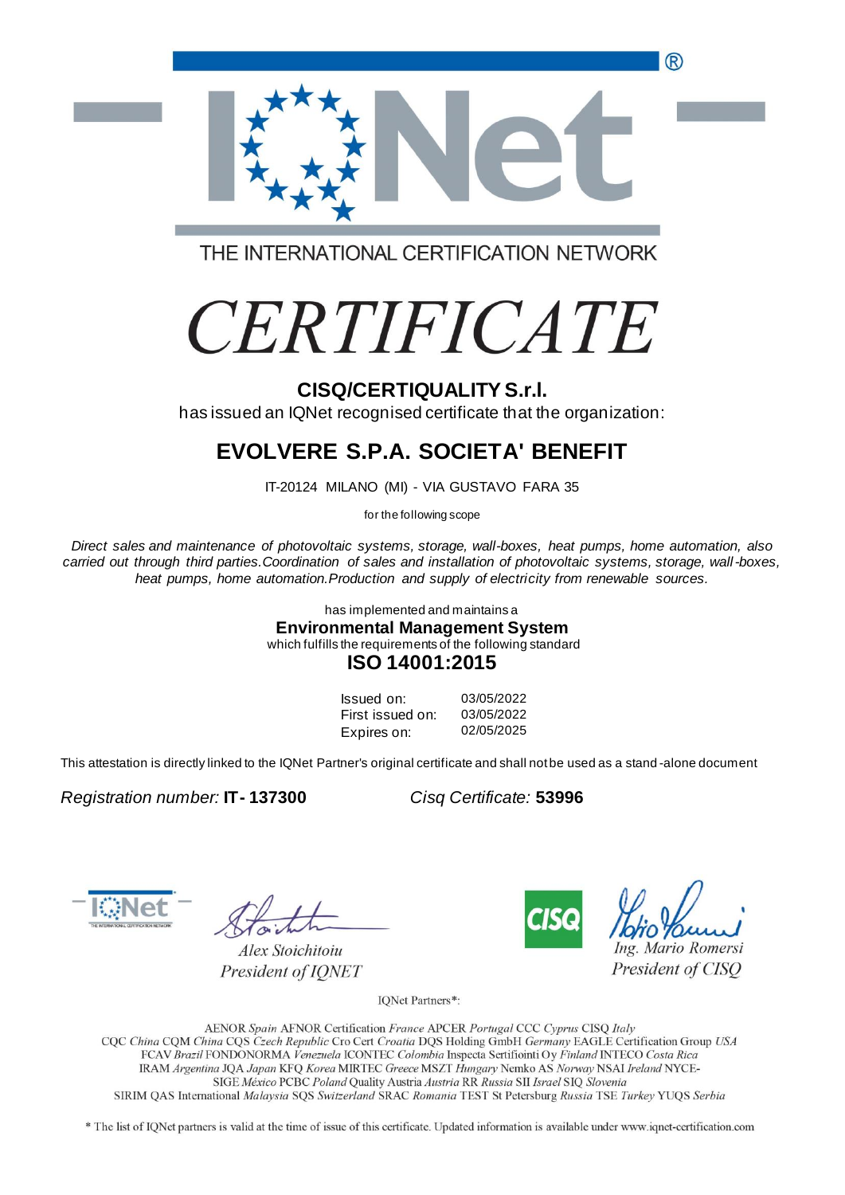THE INTERNATIONAL CERTIFICATION NETWORK

# CERTIFICATE

## CISQ/CERTIQUALITY S.r.l.

has issued an IQNet recognised certificate that the organization:

## EVOLVERE S.P.A. SOCIETA' BENEFIT

IT-20124 MILANO (MI) - VIA GUSTAVO FARA 35

for the following scope

*Direct sales and maintenance of photovoltaic systems, storage, wall-boxes, heat pumps, home automation, also carried out through third parties.Coordination of sales and installation of photovoltaic systems, storage, wall-boxes, heat pumps, home automation.Production and supply of electricity from renewable sources.*

has implemented and maintains a

**Environmental Management System**

which fulfills the requirements of the following standard

## ISO 14001:2015

| | |
|---|---|
| Issued on: | 03/05/2022 |
| First issued on: | 03/05/2022 |
| Expires on: | 02/05/2025 |

This attestation is directly linked to the IQNet Partner's original certificate and shall not be used as a stand-alone document

*Registration number:* **IT - 137300** *Cisq Certificate:* **53996**

*Alex Stoichitoiu*
*President of IQNET*

*Ing. Mario Romersi*
*President of CISQ*

IQNet Partners*:

AENOR *Spain* AFNOR Certification *France* APCER *Portugal* CCC *Cyprus* CISQ *Italy*
CQC *China* CQM *China* CQS *Czech Republic* Cro Cert *Croatia* DQS Holding GmbH *Germany* EAGLE Certification Group *USA*
FCAV *Brazil* FONDONORMA *Venezuela* ICONTEC *Colombia* Inspecta Sertifiointi Oy *Finland* INTECO *Costa Rica*
IRAM *Argentina* JQA *Japan* KFQ *Korea* MIRTEC *Greece* MSZT *Hungary* Nemko AS *Norway* NSAI *Ireland* NYCE-SIGE *México* PCBC *Poland* Quality Austria *Austria* RR *Russia* SII *Israel* SIQ *Slovenia*
SIRIM QAS International *Malaysia* SQS *Switzerland* SRAC *Romania* TEST St Petersburg *Russia* TSE *Turkey* YUQS *Serbia*

* The list of IQNet partners is valid at the time of issue of this certificate. Updated information is available under www.iqnet-certification.com